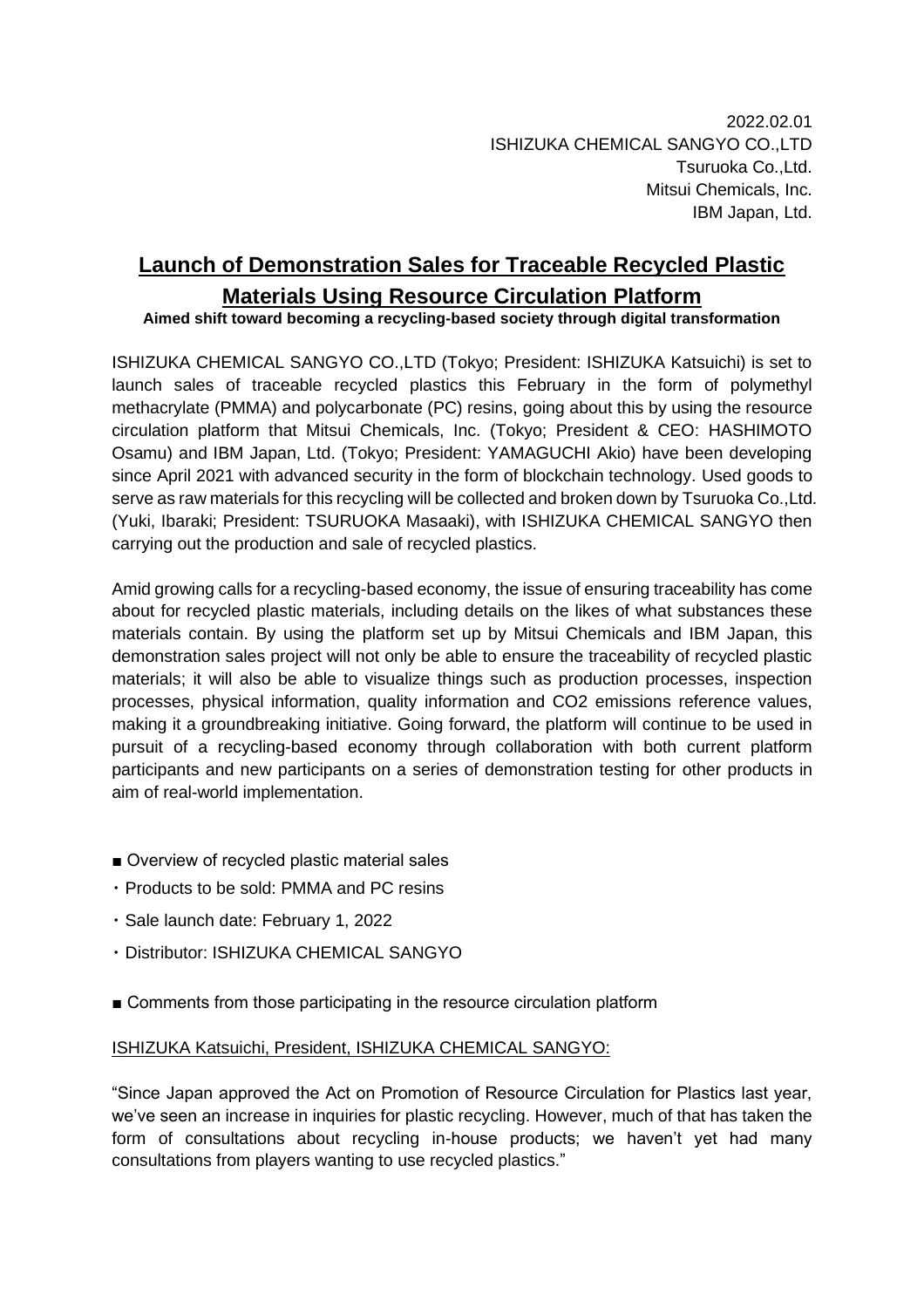2022.02.01
ISHIZUKA CHEMICAL SANGYO CO.,LTD
Tsuruoka Co.,Ltd.
Mitsui Chemicals, Inc.
IBM Japan, Ltd.

# Launch of Demonstration Sales for Traceable Recycled Plastic Materials Using Resource Circulation Platform

**Aimed shift toward becoming a recycling-based society through digital transformation**

ISHIZUKA CHEMICAL SANGYO CO.,LTD (Tokyo; President: ISHIZUKA Katsuichi) is set to launch sales of traceable recycled plastics this February in the form of polymethyl methacrylate (PMMA) and polycarbonate (PC) resins, going about this by using the resource circulation platform that Mitsui Chemicals, Inc. (Tokyo; President & CEO: HASHIMOTO Osamu) and IBM Japan, Ltd. (Tokyo; President: YAMAGUCHI Akio) have been developing since April 2021 with advanced security in the form of blockchain technology. Used goods to serve as raw materials for this recycling will be collected and broken down by Tsuruoka Co.,Ltd. (Yuki, Ibaraki; President: TSURUOKA Masaaki), with ISHIZUKA CHEMICAL SANGYO then carrying out the production and sale of recycled plastics.

Amid growing calls for a recycling-based economy, the issue of ensuring traceability has come about for recycled plastic materials, including details on the likes of what substances these materials contain. By using the platform set up by Mitsui Chemicals and IBM Japan, this demonstration sales project will not only be able to ensure the traceability of recycled plastic materials; it will also be able to visualize things such as production processes, inspection processes, physical information, quality information and CO2 emissions reference values, making it a groundbreaking initiative. Going forward, the platform will continue to be used in pursuit of a recycling-based economy through collaboration with both current platform participants and new participants on a series of demonstration testing for other products in aim of real-world implementation.

■ Overview of recycled plastic material sales

- Products to be sold: PMMA and PC resins
- Sale launch date: February 1, 2022
- Distributor: ISHIZUKA CHEMICAL SANGYO

■ Comments from those participating in the resource circulation platform

<u>ISHIZUKA Katsuichi, President, ISHIZUKA CHEMICAL SANGYO:</u>

"Since Japan approved the Act on Promotion of Resource Circulation for Plastics last year, we've seen an increase in inquiries for plastic recycling. However, much of that has taken the form of consultations about recycling in-house products; we haven't yet had many consultations from players wanting to use recycled plastics."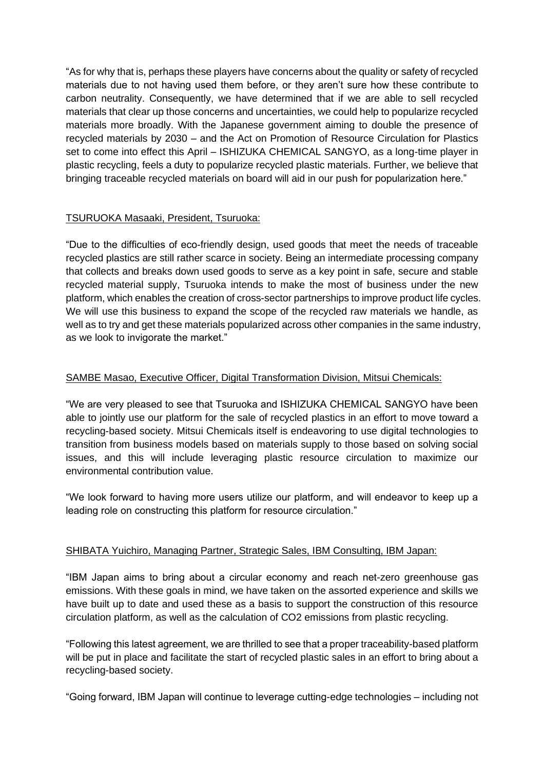"As for why that is, perhaps these players have concerns about the quality or safety of recycled materials due to not having used them before, or they aren't sure how these contribute to carbon neutrality. Consequently, we have determined that if we are able to sell recycled materials that clear up those concerns and uncertainties, we could help to popularize recycled materials more broadly. With the Japanese government aiming to double the presence of recycled materials by 2030 – and the Act on Promotion of Resource Circulation for Plastics set to come into effect this April – ISHIZUKA CHEMICAL SANGYO, as a long-time player in plastic recycling, feels a duty to popularize recycled plastic materials. Further, we believe that bringing traceable recycled materials on board will aid in our push for popularization here."

TSURUOKA Masaaki, President, Tsuruoka:

"Due to the difficulties of eco-friendly design, used goods that meet the needs of traceable recycled plastics are still rather scarce in society. Being an intermediate processing company that collects and breaks down used goods to serve as a key point in safe, secure and stable recycled material supply, Tsuruoka intends to make the most of business under the new platform, which enables the creation of cross-sector partnerships to improve product life cycles. We will use this business to expand the scope of the recycled raw materials we handle, as well as to try and get these materials popularized across other companies in the same industry, as we look to invigorate the market."

SAMBE Masao, Executive Officer, Digital Transformation Division, Mitsui Chemicals:

"We are very pleased to see that Tsuruoka and ISHIZUKA CHEMICAL SANGYO have been able to jointly use our platform for the sale of recycled plastics in an effort to move toward a recycling-based society. Mitsui Chemicals itself is endeavoring to use digital technologies to transition from business models based on materials supply to those based on solving social issues, and this will include leveraging plastic resource circulation to maximize our environmental contribution value.

"We look forward to having more users utilize our platform, and will endeavor to keep up a leading role on constructing this platform for resource circulation."

SHIBATA Yuichiro, Managing Partner, Strategic Sales, IBM Consulting, IBM Japan:

"IBM Japan aims to bring about a circular economy and reach net-zero greenhouse gas emissions. With these goals in mind, we have taken on the assorted experience and skills we have built up to date and used these as a basis to support the construction of this resource circulation platform, as well as the calculation of $CO_2$ emissions from plastic recycling.

"Following this latest agreement, we are thrilled to see that a proper traceability-based platform will be put in place and facilitate the start of recycled plastic sales in an effort to bring about a recycling-based society.

"Going forward, IBM Japan will continue to leverage cutting-edge technologies – including not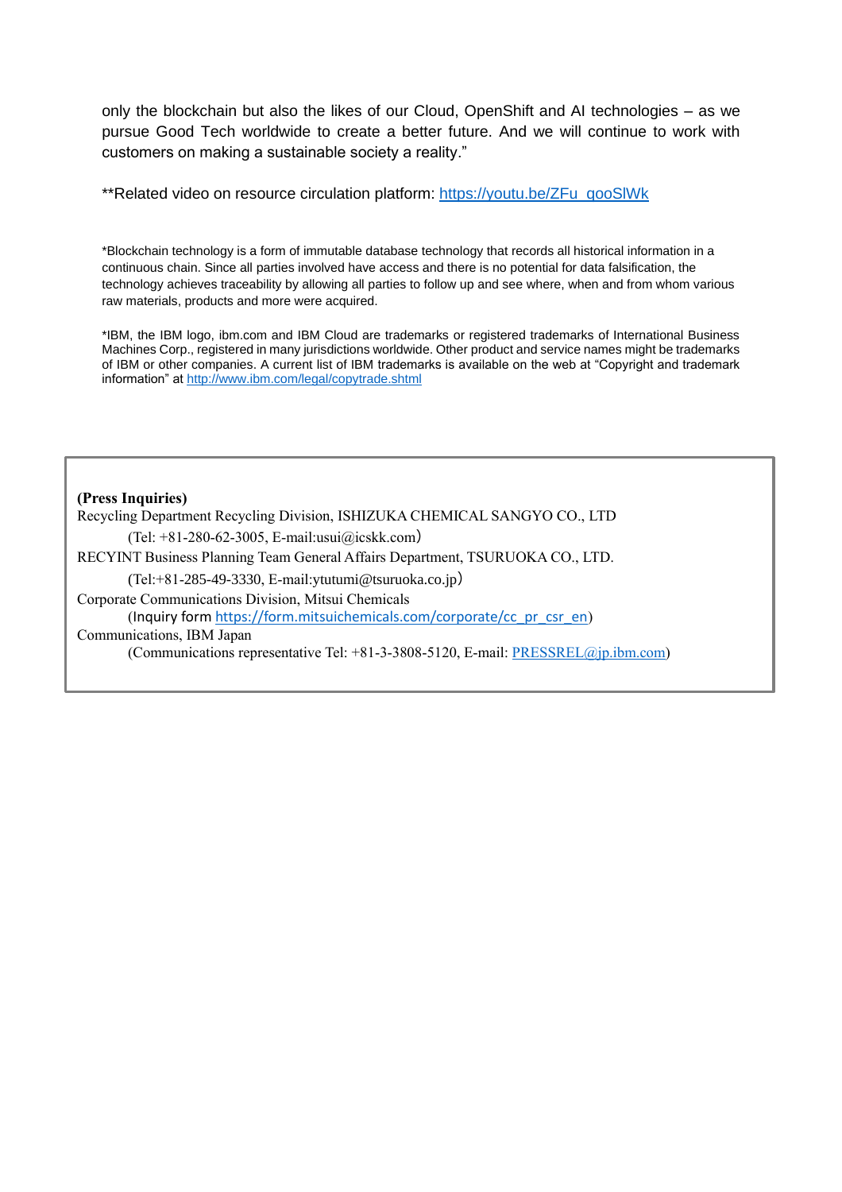only the blockchain but also the likes of our Cloud, OpenShift and AI technologies – as we pursue Good Tech worldwide to create a better future. And we will continue to work with customers on making a sustainable society a reality."

**Related video on resource circulation platform: https://youtu.be/ZFu_qooSlWk

*Blockchain technology is a form of immutable database technology that records all historical information in a continuous chain. Since all parties involved have access and there is no potential for data falsification, the technology achieves traceability by allowing all parties to follow up and see where, when and from whom various raw materials, products and more were acquired.

*IBM, the IBM logo, ibm.com and IBM Cloud are trademarks or registered trademarks of International Business Machines Corp., registered in many jurisdictions worldwide. Other product and service names might be trademarks of IBM or other companies. A current list of IBM trademarks is available on the web at "Copyright and trademark information" at http://www.ibm.com/legal/copytrade.shtml

**(Press Inquiries)**

Recycling Department Recycling Division, ISHIZUKA CHEMICAL SANGYO CO., LTD
(Tel: +81-280-62-3005, E-mail:usui@icskk.com）

RECYINT Business Planning Team General Affairs Department, TSURUOKA CO., LTD.
(Tel:+81-285-49-3330, E-mail:ytutumi@tsuruoka.co.jp）

Corporate Communications Division, Mitsui Chemicals
(Inquiry form https://form.mitsuichemicals.com/corporate/cc_pr_csr_en)

Communications, IBM Japan
(Communications representative Tel: +81-3-3808-5120, E-mail: PRESSREL@jp.ibm.com)